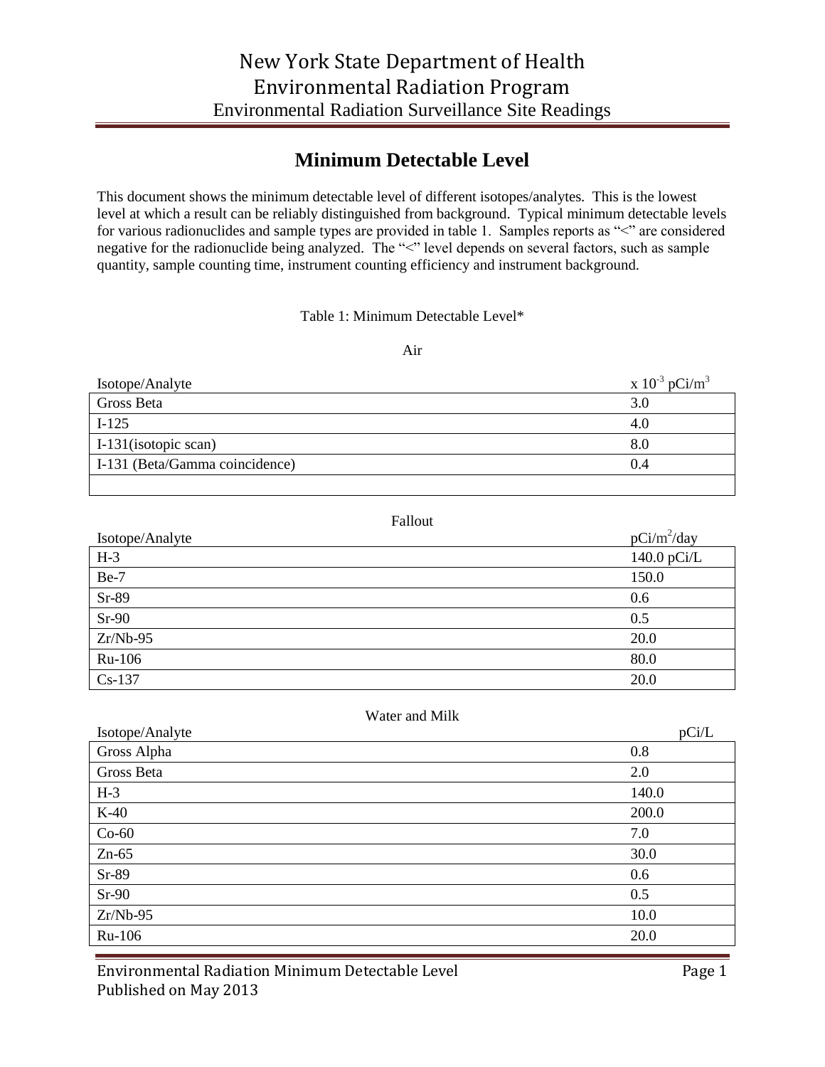# New York State Department of Health
# Environmental Radiation Program

Environmental Radiation Surveillance Site Readings

## Minimum Detectable Level

This document shows the minimum detectable level of different isotopes/analytes. This is the lowest level at which a result can be reliably distinguished from background. Typical minimum detectable levels for various radionuclides and sample types are provided in table 1. Samples reports as "<" are considered negative for the radionuclide being analyzed. The "<" level depends on several factors, such as sample quantity, sample counting time, instrument counting efficiency and instrument background.

Table 1: Minimum Detectable Level*

Air

| Isotope/Analyte | x $10^{-3}$ $pCi/m^3$ |
|---|---|
| Gross Beta | 3.0 |
| I-125 | 4.0 |
| I-131(isotopic scan) | 8.0 |
| I-131 (Beta/Gamma coincidence) | 0.4 |
| | |

Fallout

| Isotope/Analyte | $pCi/m^2/day$ |
|---|---|
| H-3 | 140.0 pCi/L |
| Be-7 | 150.0 |
| Sr-89 | 0.6 |
| Sr-90 | 0.5 |
| Zr/Nb-95 | 20.0 |
| Ru-106 | 80.0 |
| Cs-137 | 20.0 |

Water and Milk

| Isotope/Analyte | pCi/L |
|---|---|
| Gross Alpha | 0.8 |
| Gross Beta | 2.0 |
| H-3 | 140.0 |
| K-40 | 200.0 |
| Co-60 | 7.0 |
| Zn-65 | 30.0 |
| Sr-89 | 0.6 |
| Sr-90 | 0.5 |
| Zr/Nb-95 | 10.0 |
| Ru-106 | 20.0 |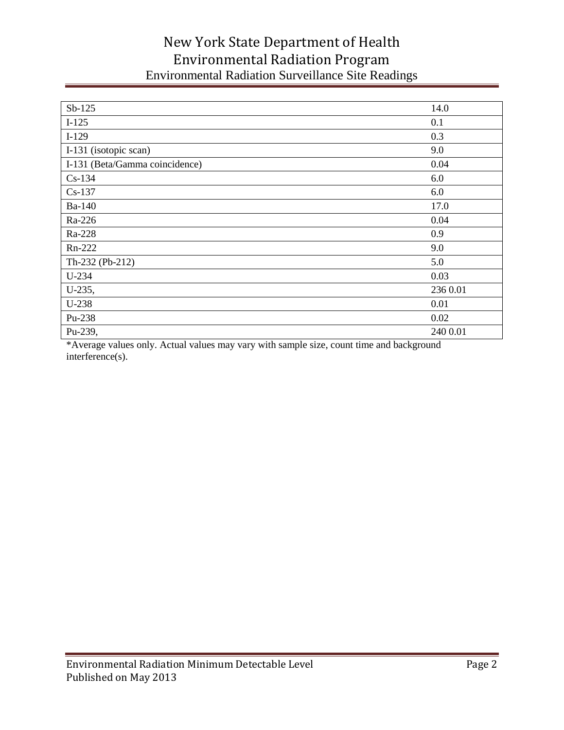| | |
|---|---|
| Sb-125 | 14.0 |
| I-125 | 0.1 |
| I-129 | 0.3 |
| I-131 (isotopic scan) | 9.0 |
| I-131 (Beta/Gamma coincidence) | 0.04 |
| Cs-134 | 6.0 |
| Cs-137 | 6.0 |
| Ba-140 | 17.0 |
| Ra-226 | 0.04 |
| Ra-228 | 0.9 |
| Rn-222 | 9.0 |
| Th-232 (Pb-212) | 5.0 |
| U-234 | 0.03 |
| U-235, | 236 0.01 |
| U-238 | 0.01 |
| Pu-238 | 0.02 |
| Pu-239, | 240 0.01 |

*Average values only. Actual values may vary with sample size, count time and background interference(s).